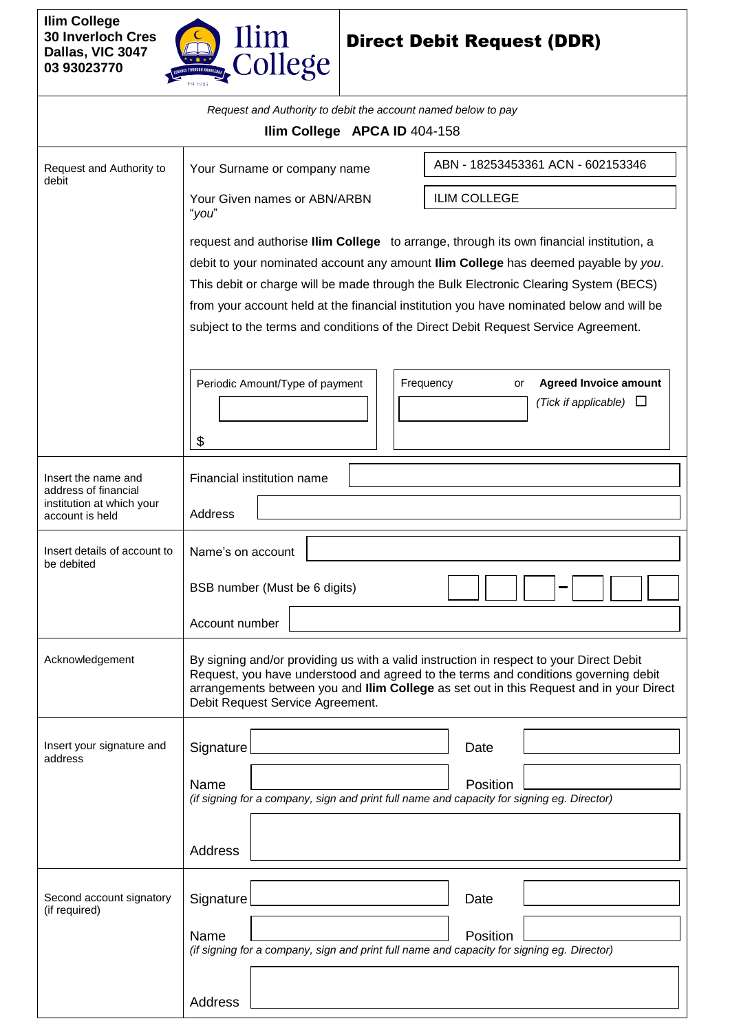**Ilim College**
**30 Inverloch Cres**
**Dallas, VIC 3047**
**03 93023770**

# Direct Debit Request (DDR)

*Request and Authority to debit the account named below to pay*

**Ilim College APCA ID** 404-158

| | |
|---|---|
| Request and Authority to debit | Your Surname or company name: ABN - 18253453361 ACN - 602153346<br><br>Your Given names or ABN/ARBN "*you*": ILIM COLLEGE<br><br>request and authorise **Ilim College** to arrange, through its own financial institution, a debit to your nominated account any amount **Ilim College** has deemed payable by *you*. This debit or charge will be made through the Bulk Electronic Clearing System (BECS) from your account held at the financial institution you have nominated below and will be subject to the terms and conditions of the Direct Debit Request Service Agreement.<br><br>Periodic Amount/Type of payment: ________ $<br><br>Frequency: ________ or **Agreed Invoice amount** *(Tick if applicable)* ☐ |
| Insert the name and address of financial institution at which your account is held | Financial institution name: ________<br><br>Address: ________ |
| Insert details of account to be debited | Name's on account: ________<br><br>BSB number (Must be 6 digits): ☐☐☐ – ☐☐☐<br><br>Account number: ________ |
| Acknowledgement | By signing and/or providing us with a valid instruction in respect to your Direct Debit Request, you have understood and agreed to the terms and conditions governing debit arrangements between you and **Ilim College** as set out in this Request and in your Direct Debit Request Service Agreement. |
| Insert your signature and address | Signature: ________ Date: ________<br><br>Name: ________ Position: ________<br>*(if signing for a company, sign and print full name and capacity for signing eg. Director)*<br><br>Address: ________ |
| Second account signatory (if required) | Signature: ________ Date: ________<br><br>Name: ________ Position: ________<br>*(if signing for a company, sign and print full name and capacity for signing eg. Director)*<br><br>Address: ________ |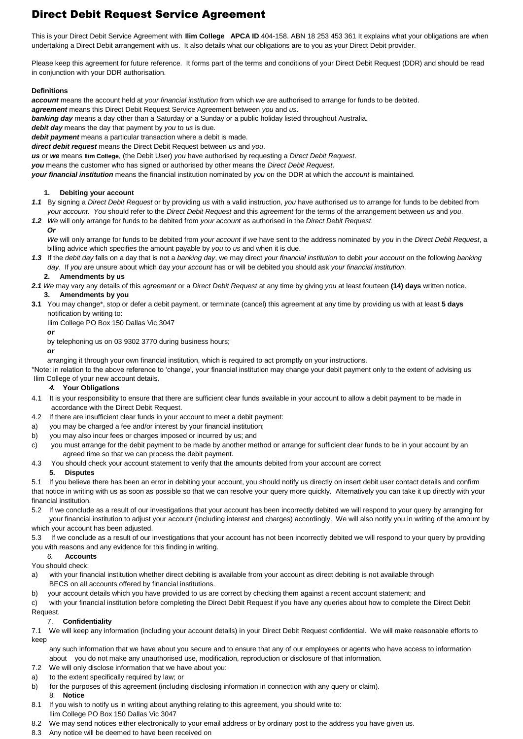# Direct Debit Request Service Agreement

This is your Direct Debit Service Agreement with **Ilim College APCA ID** 404-158. ABN 18 253 453 361 It explains what your obligations are when undertaking a Direct Debit arrangement with us. It also details what our obligations are to you as your Direct Debit provider.

Please keep this agreement for future reference. It forms part of the terms and conditions of your Direct Debit Request (DDR) and should be read in conjunction with your DDR authorisation.

**Definitions**

***account*** means the account held at *your financial institution* from which *we* are authorised to arrange for funds to be debited.

***agreement*** means this Direct Debit Request Service Agreement between *you* and *us*.

***banking day*** means a day other than a Saturday or a Sunday or a public holiday listed throughout Australia.

***debit day*** means the day that payment by *you* to *us* is due.

***debit payment*** means a particular transaction where a debit is made.

***direct debit request*** means the Direct Debit Request between *us* and *you*.

***us*** or ***we*** means **Ilim College**, (the Debit User) *you* have authorised by requesting a *Direct Debit Request*.

***you*** means the customer who has signed or authorised by other means the *Direct Debit Request*.

***your financial institution*** means the financial institution nominated by *you* on the DDR at which the *account* is maintained.

**1. Debiting your account**

***1.1*** By signing a *Direct Debit Request* or by providing *us* with a valid instruction, *you* have authorised *us* to arrange for funds to be debited from *your account*. *You* should refer to the *Direct Debit Request* and this *agreement* for the terms of the arrangement between *us* and *you*.

***1.2*** *We* will only arrange for funds to be debited from *your account* as authorised in the *Direct Debit Request*.

***Or***

*We* will only arrange for funds to be debited from *your account* if *we* have sent to the address nominated by *you* in the *Direct Debit Request*, a billing advice which specifies the amount payable by *you* to *us* and when it is due.

***1.3*** If the *debit day* falls on a day that is not a *banking day*, we may direct *your financial institution* to debit *your account* on the following *banking day*. If *you* are unsure about which day *your account* has or will be debited you should ask *your financial institution*.

**2. Amendments by us**

***2.1*** *We* may vary any details of this *agreement* or a *Direct Debit Request* at any time by giving *you* at least fourteen **(14) days** written notice.

**3. Amendments by you**

**3.1** You may change*, stop or defer a debit payment, or terminate (cancel) this agreement at any time by providing us with at least **5 days** notification by writing to:

Ilim College PO Box 150 Dallas Vic 3047

***or***

by telephoning us on 03 9302 3770 during business hours;

***or***

arranging it through your own financial institution, which is required to act promptly on your instructions.

*Note: in relation to the above reference to 'change', your financial institution may change your debit payment only to the extent of advising us Ilim College of your new account details.

***4.*** **Your Obligations**

4.1 It is your responsibility to ensure that there are sufficient clear funds available in your account to allow a debit payment to be made in accordance with the Direct Debit Request.

4.2 If there are insufficient clear funds in your account to meet a debit payment:

a) you may be charged a fee and/or interest by your financial institution;

b) you may also incur fees or charges imposed or incurred by us; and

c) you must arrange for the debit payment to be made by another method or arrange for sufficient clear funds to be in your account by an agreed time so that we can process the debit payment.

4.3 You should check your account statement to verify that the amounts debited from your account are correct

**5. Disputes**

5.1 If you believe there has been an error in debiting your account, you should notify us directly on insert debit user contact details and confirm that notice in writing with us as soon as possible so that we can resolve your query more quickly. Alternatively you can take it up directly with your financial institution.

5.2 If we conclude as a result of our investigations that your account has been incorrectly debited we will respond to your query by arranging for your financial institution to adjust your account (including interest and charges) accordingly. We will also notify you in writing of the amount by which your account has been adjusted.

5.3 If we conclude as a result of our investigations that your account has not been incorrectly debited we will respond to your query by providing you with reasons and any evidence for this finding in writing.

*6.* **Accounts**

You should check:

a) with your financial institution whether direct debiting is available from your account as direct debiting is not available through BECS on all accounts offered by financial institutions.

b) your account details which you have provided to us are correct by checking them against a recent account statement; and

c) with your financial institution before completing the Direct Debit Request if you have any queries about how to complete the Direct Debit Request.

7. **Confidentiality**

7.1 We will keep any information (including your account details) in your Direct Debit Request confidential. We will make reasonable efforts to keep any such information that we have about you secure and to ensure that any of our employees or agents who have access to information about you do not make any unauthorised use, modification, reproduction or disclosure of that information.

7.2 We will only disclose information that we have about you:

a) to the extent specifically required by law; or

b) for the purposes of this agreement (including disclosing information in connection with any query or claim).

8. **Notice**

8.1 If you wish to notify us in writing about anything relating to this agreement, you should write to:

Ilim College PO Box 150 Dallas Vic 3047

8.2 We may send notices either electronically to your email address or by ordinary post to the address you have given us.

8.3 Any notice will be deemed to have been received on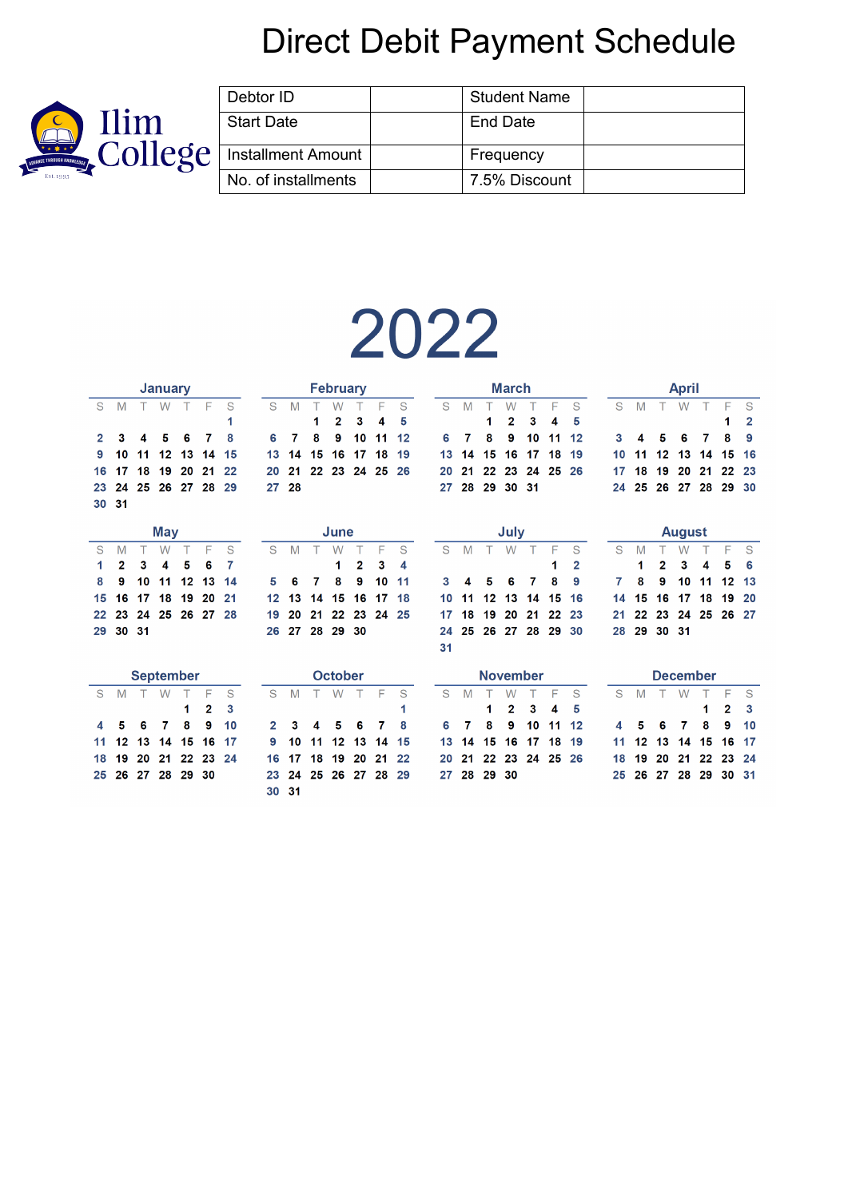# Direct Debit Payment Schedule

Ilim College

| | | | |
|---|---|---|---|
| Debtor ID | | Student Name | |
| Start Date | | End Date | |
| Installment Amount | | Frequency | |
| No. of installments | | 7.5% Discount | |

# 2022

**January**

| S | M | T | W | T | F | S |
|---|---|---|---|---|---|---|
| | | | | | | 1 |
| 2 | 3 | 4 | 5 | 6 | 7 | 8 |
| 9 | 10 | 11 | 12 | 13 | 14 | 15 |
| 16 | 17 | 18 | 19 | 20 | 21 | 22 |
| 23 | 24 | 25 | 26 | 27 | 28 | 29 |
| 30 | 31 | | | | | |

**February**

| S | M | T | W | T | F | S |
|---|---|---|---|---|---|---|
| | | 1 | 2 | 3 | 4 | 5 |
| 6 | 7 | 8 | 9 | 10 | 11 | 12 |
| 13 | 14 | 15 | 16 | 17 | 18 | 19 |
| 20 | 21 | 22 | 23 | 24 | 25 | 26 |
| 27 | 28 | | | | | |

**March**

| S | M | T | W | T | F | S |
|---|---|---|---|---|---|---|
| | | 1 | 2 | 3 | 4 | 5 |
| 6 | 7 | 8 | 9 | 10 | 11 | 12 |
| 13 | 14 | 15 | 16 | 17 | 18 | 19 |
| 20 | 21 | 22 | 23 | 24 | 25 | 26 |
| 27 | 28 | 29 | 30 | 31 | | |

**April**

| S | M | T | W | T | F | S |
|---|---|---|---|---|---|---|
| | | | | | 1 | 2 |
| 3 | 4 | 5 | 6 | 7 | 8 | 9 |
| 10 | 11 | 12 | 13 | 14 | 15 | 16 |
| 17 | 18 | 19 | 20 | 21 | 22 | 23 |
| 24 | 25 | 26 | 27 | 28 | 29 | 30 |

**May**

| S | M | T | W | T | F | S |
|---|---|---|---|---|---|---|
| 1 | 2 | 3 | 4 | 5 | 6 | 7 |
| 8 | 9 | 10 | 11 | 12 | 13 | 14 |
| 15 | 16 | 17 | 18 | 19 | 20 | 21 |
| 22 | 23 | 24 | 25 | 26 | 27 | 28 |
| 29 | 30 | 31 | | | | |

**June**

| S | M | T | W | T | F | S |
|---|---|---|---|---|---|---|
| | | | 1 | 2 | 3 | 4 |
| 5 | 6 | 7 | 8 | 9 | 10 | 11 |
| 12 | 13 | 14 | 15 | 16 | 17 | 18 |
| 19 | 20 | 21 | 22 | 23 | 24 | 25 |
| 26 | 27 | 28 | 29 | 30 | | |

**July**

| S | M | T | W | T | F | S |
|---|---|---|---|---|---|---|
| | | | | | 1 | 2 |
| 3 | 4 | 5 | 6 | 7 | 8 | 9 |
| 10 | 11 | 12 | 13 | 14 | 15 | 16 |
| 17 | 18 | 19 | 20 | 21 | 22 | 23 |
| 24 | 25 | 26 | 27 | 28 | 29 | 30 |
| 31 | | | | | | |

**August**

| S | M | T | W | T | F | S |
|---|---|---|---|---|---|---|
| | 1 | 2 | 3 | 4 | 5 | 6 |
| 7 | 8 | 9 | 10 | 11 | 12 | 13 |
| 14 | 15 | 16 | 17 | 18 | 19 | 20 |
| 21 | 22 | 23 | 24 | 25 | 26 | 27 |
| 28 | 29 | 30 | 31 | | | |

**September**

| S | M | T | W | T | F | S |
|---|---|---|---|---|---|---|
| | | | | 1 | 2 | 3 |
| 4 | 5 | 6 | 7 | 8 | 9 | 10 |
| 11 | 12 | 13 | 14 | 15 | 16 | 17 |
| 18 | 19 | 20 | 21 | 22 | 23 | 24 |
| 25 | 26 | 27 | 28 | 29 | 30 | |

**October**

| S | M | T | W | T | F | S |
|---|---|---|---|---|---|---|
| | | | | | | 1 |
| 2 | 3 | 4 | 5 | 6 | 7 | 8 |
| 9 | 10 | 11 | 12 | 13 | 14 | 15 |
| 16 | 17 | 18 | 19 | 20 | 21 | 22 |
| 23 | 24 | 25 | 26 | 27 | 28 | 29 |
| 30 | 31 | | | | | |

**November**

| S | M | T | W | T | F | S |
|---|---|---|---|---|---|---|
| | | 1 | 2 | 3 | 4 | 5 |
| 6 | 7 | 8 | 9 | 10 | 11 | 12 |
| 13 | 14 | 15 | 16 | 17 | 18 | 19 |
| 20 | 21 | 22 | 23 | 24 | 25 | 26 |
| 27 | 28 | 29 | 30 | | | |

**December**

| S | M | T | W | T | F | S |
|---|---|---|---|---|---|---|
| | | | | 1 | 2 | 3 |
| 4 | 5 | 6 | 7 | 8 | 9 | 10 |
| 11 | 12 | 13 | 14 | 15 | 16 | 17 |
| 18 | 19 | 20 | 21 | 22 | 23 | 24 |
| 25 | 26 | 27 | 28 | 29 | 30 | 31 |